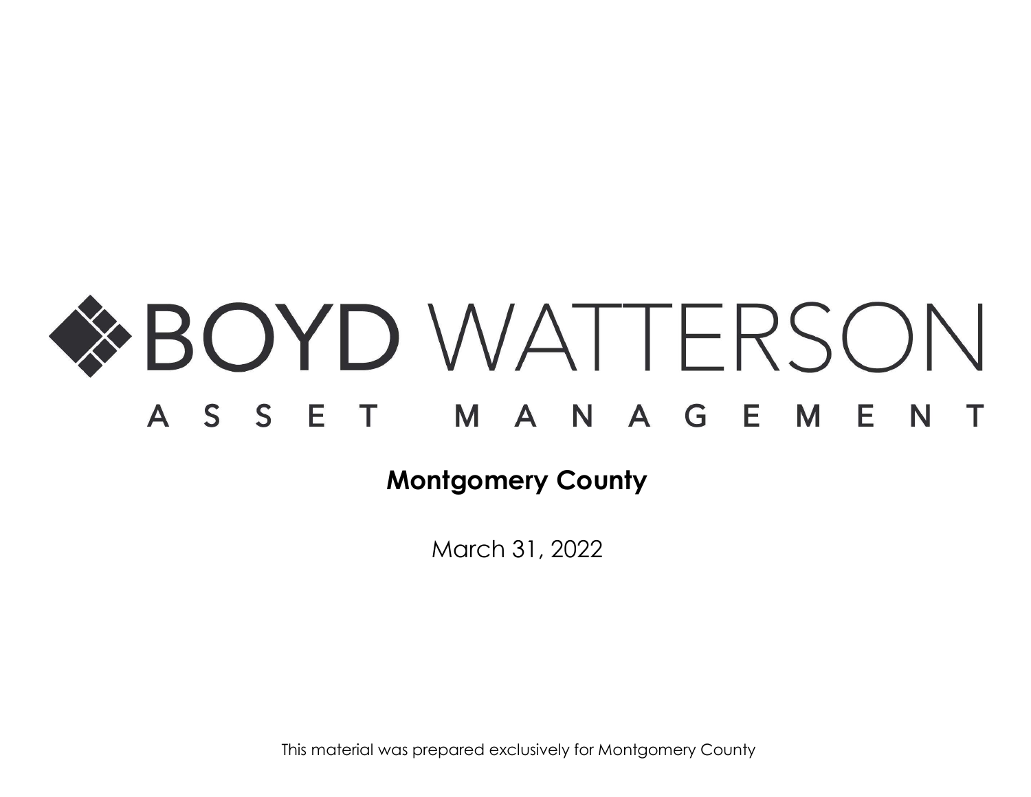# BOYD WATTERSON

ASSET MANAGEMENT

**Montgomery County**

March 31, 2022

This material was prepared exclusively for Montgomery County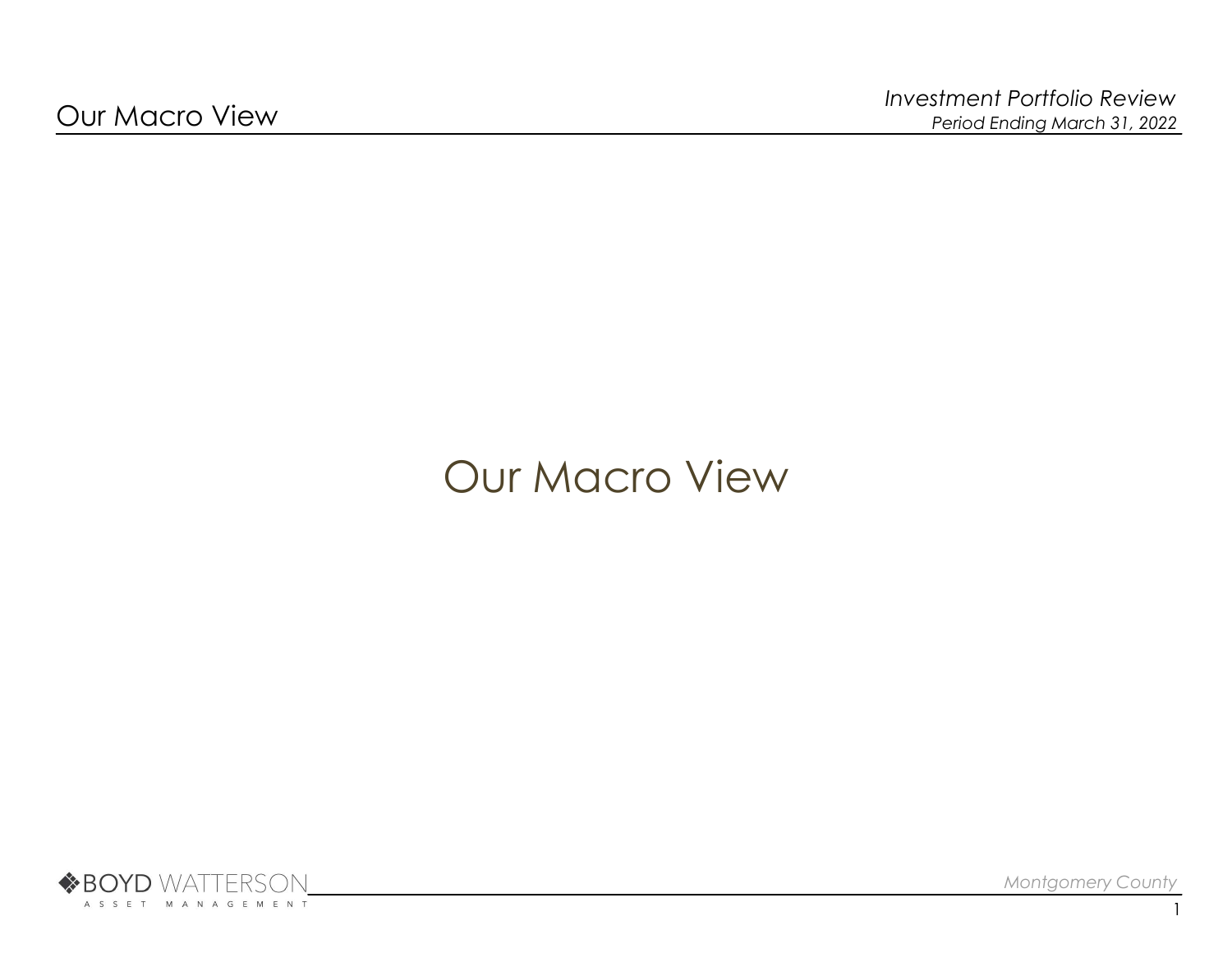# Our Macro View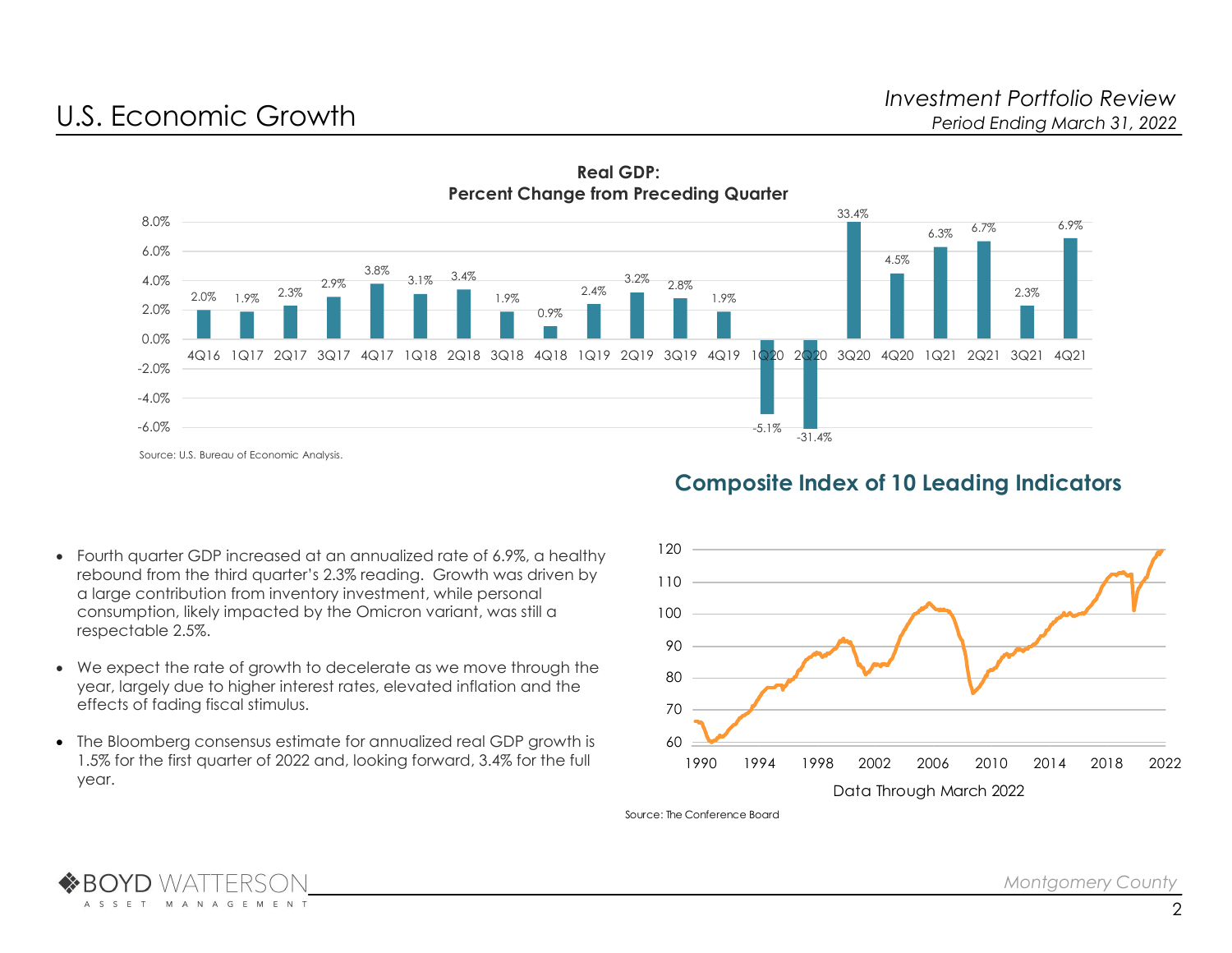# U.S. Economic Growth

*Investment Portfolio Review*
*Period Ending March 31, 2022*

**Real GDP: Percent Change from Preceding Quarter**

| Quarter | 4Q16 | 1Q17 | 2Q17 | 3Q17 | 4Q17 | 1Q18 | 2Q18 | 3Q18 | 4Q18 | 1Q19 | 2Q19 | 3Q19 | 4Q19 | 1Q20 | 2Q20 | 3Q20 | 4Q20 | 1Q21 | 2Q21 | 3Q21 | 4Q21 |
|---|---|---|---|---|---|---|---|---|---|---|---|---|---|---|---|---|---|---|---|---|---|
| Change | 2.0% | 1.9% | 2.3% | 2.9% | 3.8% | 3.1% | 3.4% | 1.9% | 0.9% | 2.4% | 3.2% | 2.8% | 1.9% | -5.1% | -31.4% | 33.4% | 4.5% | 6.3% | 6.7% | 2.3% | 6.9% |

Source: U.S. Bureau of Economic Analysis.

- Fourth quarter GDP increased at an annualized rate of 6.9%, a healthy rebound from the third quarter's 2.3% reading. Growth was driven by a large contribution from inventory investment, while personal consumption, likely impacted by the Omicron variant, was still a respectable 2.5%.
- We expect the rate of growth to decelerate as we move through the year, largely due to higher interest rates, elevated inflation and the effects of fading fiscal stimulus.
- The Bloomberg consensus estimate for annualized real GDP growth is 1.5% for the first quarter of 2022 and, looking forward, 3.4% for the full year.

## Composite Index of 10 Leading Indicators

Data Through March 2022

Source: The Conference Board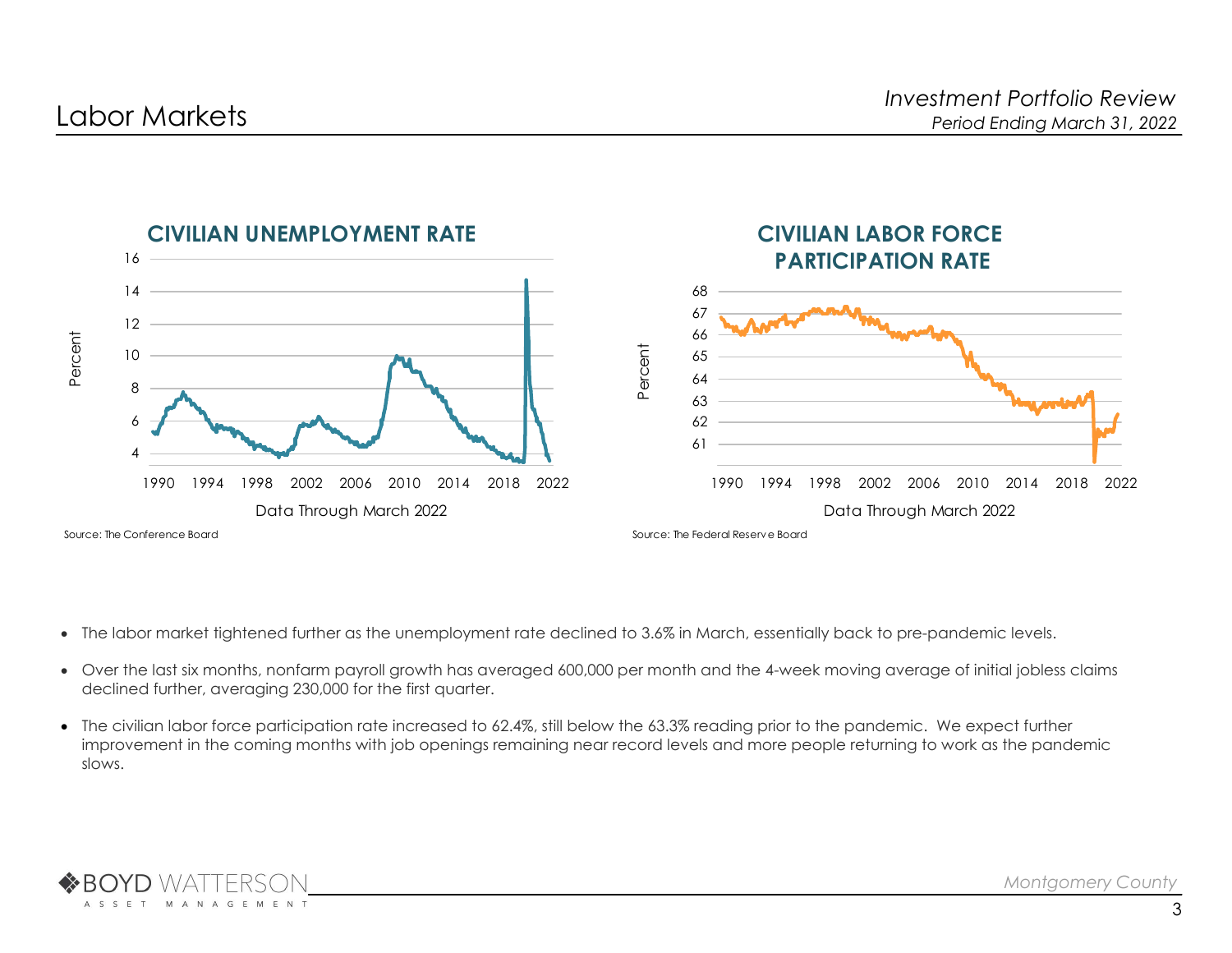# Labor Markets

## CIVILIAN UNEMPLOYMENT RATE

Data Through March 2022

Source: The Conference Board

## CIVILIAN LABOR FORCE PARTICIPATION RATE

Data Through March 2022

Source: The Federal Reserve Board

- The labor market tightened further as the unemployment rate declined to 3.6% in March, essentially back to pre-pandemic levels.
- Over the last six months, nonfarm payroll growth has averaged 600,000 per month and the 4-week moving average of initial jobless claims declined further, averaging 230,000 for the first quarter.
- The civilian labor force participation rate increased to 62.4%, still below the 63.3% reading prior to the pandemic. We expect further improvement in the coming months with job openings remaining near record levels and more people returning to work as the pandemic slows.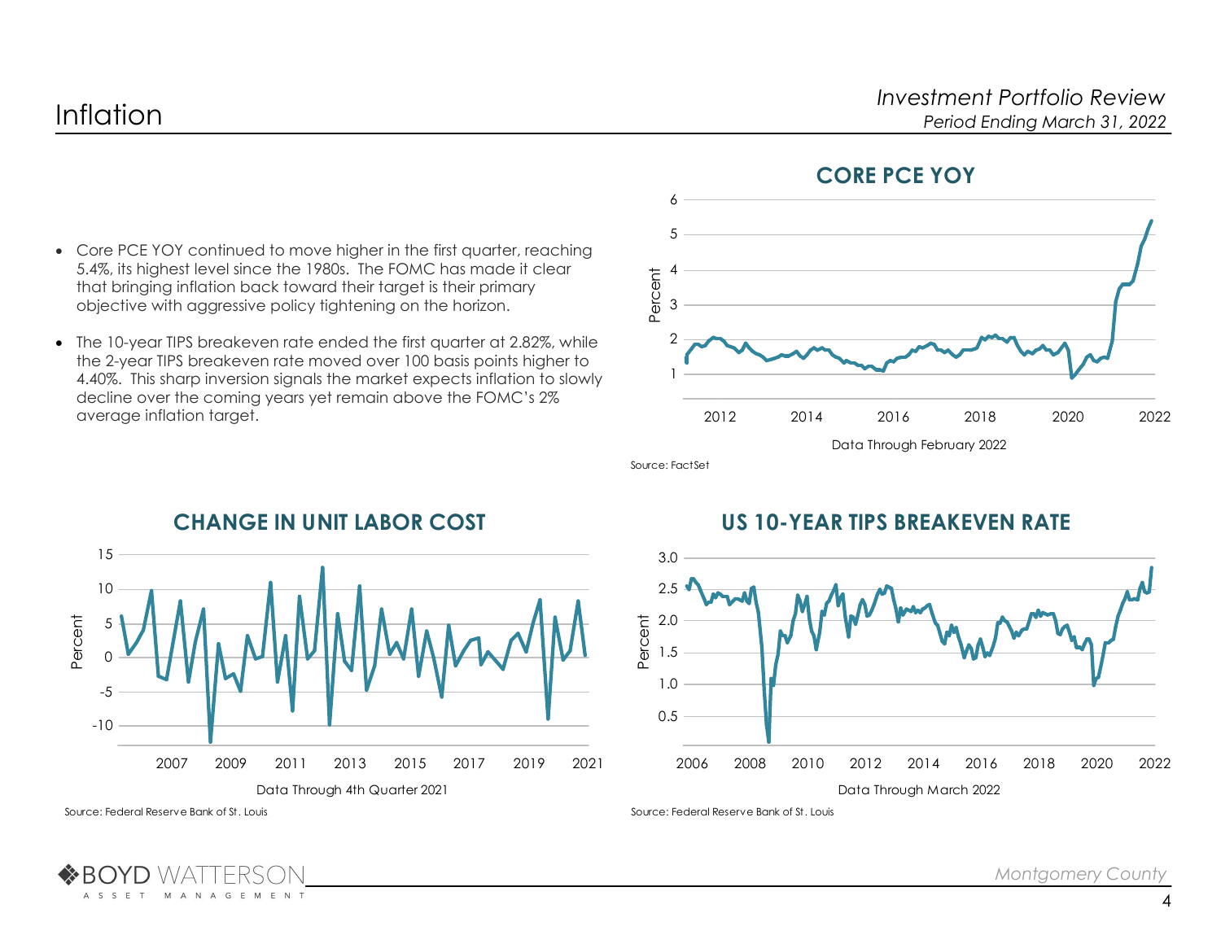# Inflation

- Core PCE YOY continued to move higher in the first quarter, reaching 5.4%, its highest level since the 1980s. The FOMC has made it clear that bringing inflation back toward their target is their primary objective with aggressive policy tightening on the horizon.
- The 10-year TIPS breakeven rate ended the first quarter at 2.82%, while the 2-year TIPS breakeven rate moved over 100 basis points higher to 4.40%. This sharp inversion signals the market expects inflation to slowly decline over the coming years yet remain above the FOMC's 2% average inflation target.

**CORE PCE YOY**

Data Through February 2022

Source: FactSet

**CHANGE IN UNIT LABOR COST**

Data Through 4th Quarter 2021

Source: Federal Reserve Bank of St. Louis

**US 10-YEAR TIPS BREAKEVEN RATE**

Data Through March 2022

Source: Federal Reserve Bank of St. Louis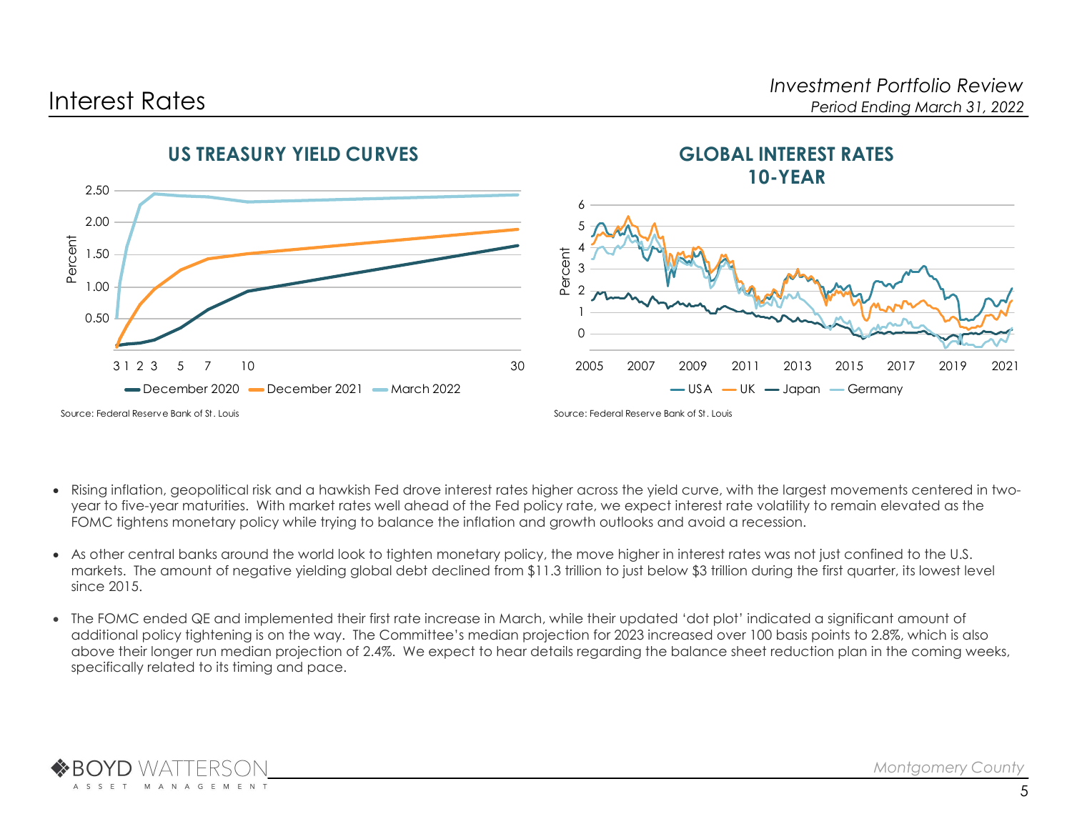# Interest Rates

## US TREASURY YIELD CURVES

Source: Federal Reserve Bank of St. Louis

## GLOBAL INTEREST RATES 10-YEAR

Source: Federal Reserve Bank of St. Louis

- Rising inflation, geopolitical risk and a hawkish Fed drove interest rates higher across the yield curve, with the largest movements centered in two-year to five-year maturities. With market rates well ahead of the Fed policy rate, we expect interest rate volatility to remain elevated as the FOMC tightens monetary policy while trying to balance the inflation and growth outlooks and avoid a recession.
- As other central banks around the world look to tighten monetary policy, the move higher in interest rates was not just confined to the U.S. markets. The amount of negative yielding global debt declined from $11.3 trillion to just below $3 trillion during the first quarter, its lowest level since 2015.
- The FOMC ended QE and implemented their first rate increase in March, while their updated 'dot plot' indicated a significant amount of additional policy tightening is on the way. The Committee's median projection for 2023 increased over 100 basis points to 2.8%, which is also above their longer run median projection of 2.4%. We expect to hear details regarding the balance sheet reduction plan in the coming weeks, specifically related to its timing and pace.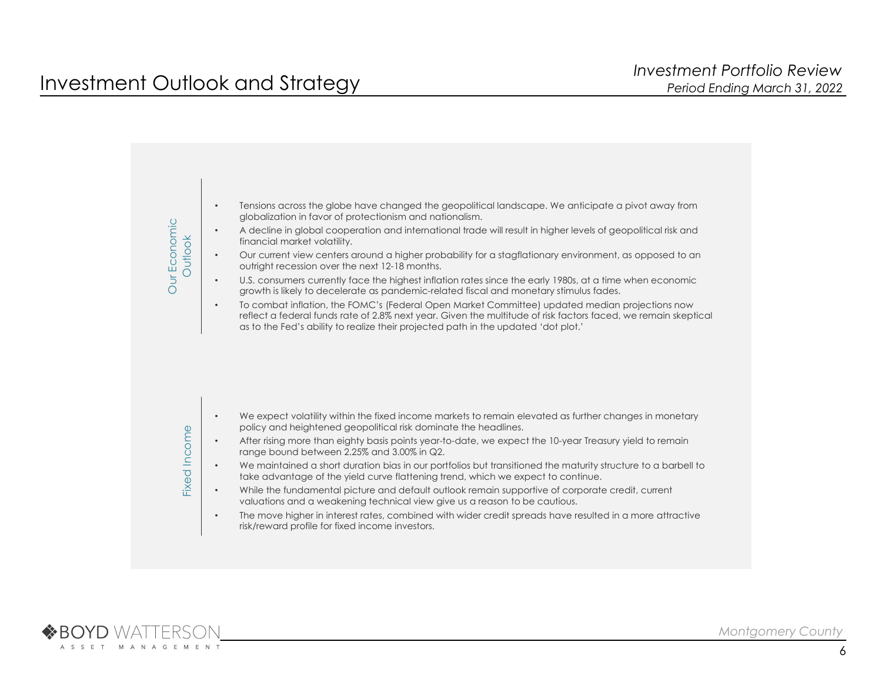# Investment Outlook and Strategy

## Our Economic Outlook

- Tensions across the globe have changed the geopolitical landscape. We anticipate a pivot away from globalization in favor of protectionism and nationalism.
- A decline in global cooperation and international trade will result in higher levels of geopolitical risk and financial market volatility.
- Our current view centers around a higher probability for a stagflationary environment, as opposed to an outright recession over the next 12-18 months.
- U.S. consumers currently face the highest inflation rates since the early 1980s, at a time when economic growth is likely to decelerate as pandemic-related fiscal and monetary stimulus fades.
- To combat inflation, the FOMC's (Federal Open Market Committee) updated median projections now reflect a federal funds rate of 2.8% next year. Given the multitude of risk factors faced, we remain skeptical as to the Fed's ability to realize their projected path in the updated 'dot plot.'

## Fixed Income

- We expect volatility within the fixed income markets to remain elevated as further changes in monetary policy and heightened geopolitical risk dominate the headlines.
- After rising more than eighty basis points year-to-date, we expect the 10-year Treasury yield to remain range bound between 2.25% and 3.00% in Q2.
- We maintained a short duration bias in our portfolios but transitioned the maturity structure to a barbell to take advantage of the yield curve flattening trend, which we expect to continue.
- While the fundamental picture and default outlook remain supportive of corporate credit, current valuations and a weakening technical view give us a reason to be cautious.
- The move higher in interest rates, combined with wider credit spreads have resulted in a more attractive risk/reward profile for fixed income investors.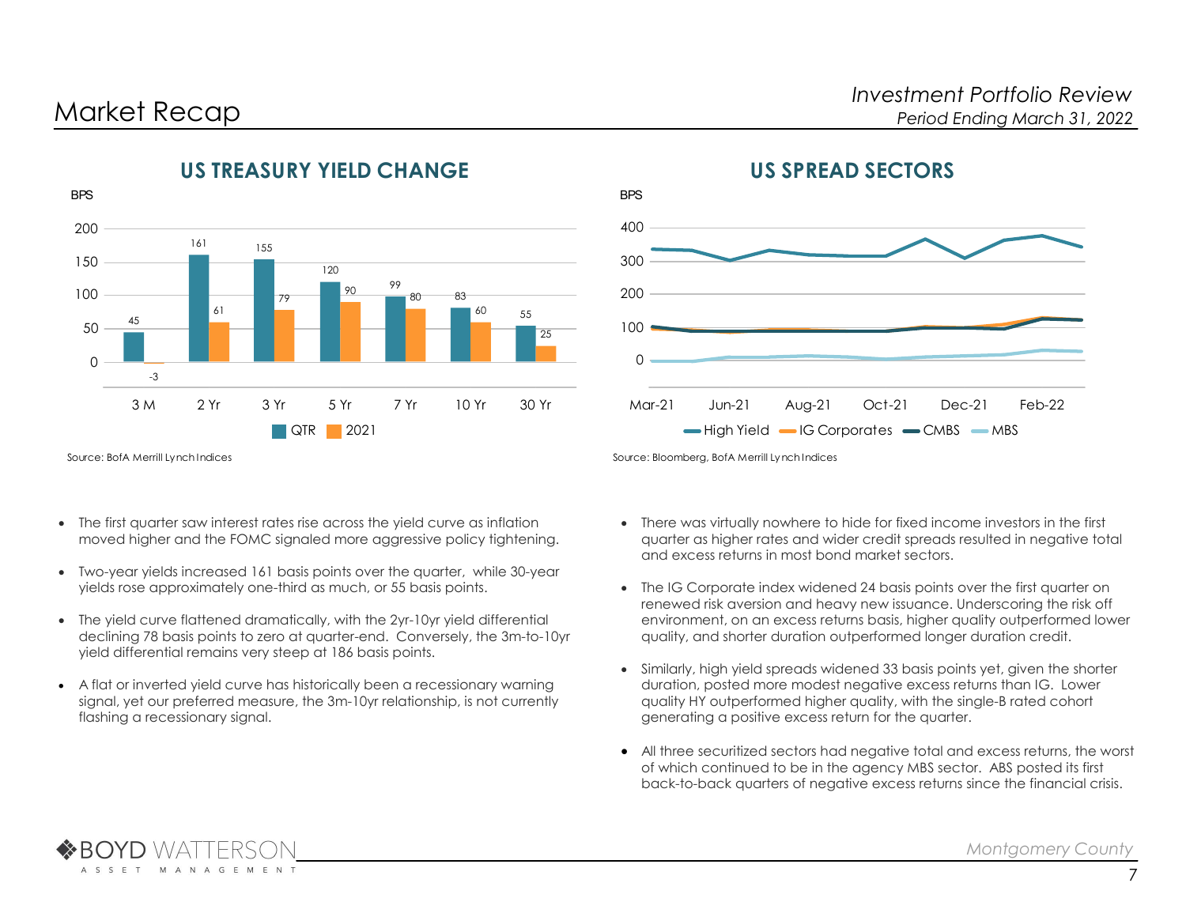# Market Recap

## US TREASURY YIELD CHANGE

BPS

| | 3 M | 2 Yr | 3 Yr | 5 Yr | 7 Yr | 10 Yr | 30 Yr |
|---|---|---|---|---|---|---|---|
| QTR | 45 | 161 | 155 | 120 | 99 | 83 | 55 |
| 2021 | -3 | 61 | 79 | 90 | 80 | 60 | 25 |

Source: BofA Merrill Lynch Indices

## US SPREAD SECTORS

BPS

High Yield, IG Corporates, CMBS, MBS (Mar-21 to Feb-22)

Source: Bloomberg, BofA Merrill Lynch Indices

- The first quarter saw interest rates rise across the yield curve as inflation moved higher and the FOMC signaled more aggressive policy tightening.
- Two-year yields increased 161 basis points over the quarter, while 30-year yields rose approximately one-third as much, or 55 basis points.
- The yield curve flattened dramatically, with the 2yr-10yr yield differential declining 78 basis points to zero at quarter-end. Conversely, the 3m-to-10yr yield differential remains very steep at 186 basis points.
- A flat or inverted yield curve has historically been a recessionary warning signal, yet our preferred measure, the 3m-10yr relationship, is not currently flashing a recessionary signal.

- There was virtually nowhere to hide for fixed income investors in the first quarter as higher rates and wider credit spreads resulted in negative total and excess returns in most bond market sectors.
- The IG Corporate index widened 24 basis points over the first quarter on renewed risk aversion and heavy new issuance. Underscoring the risk off environment, on an excess returns basis, higher quality outperformed lower quality, and shorter duration outperformed longer duration credit.
- Similarly, high yield spreads widened 33 basis points yet, given the shorter duration, posted more modest negative excess returns than IG. Lower quality HY outperformed higher quality, with the single-B rated cohort generating a positive excess return for the quarter.
- All three securitized sectors had negative total and excess returns, the worst of which continued to be in the agency MBS sector. ABS posted its first back-to-back quarters of negative excess returns since the financial crisis.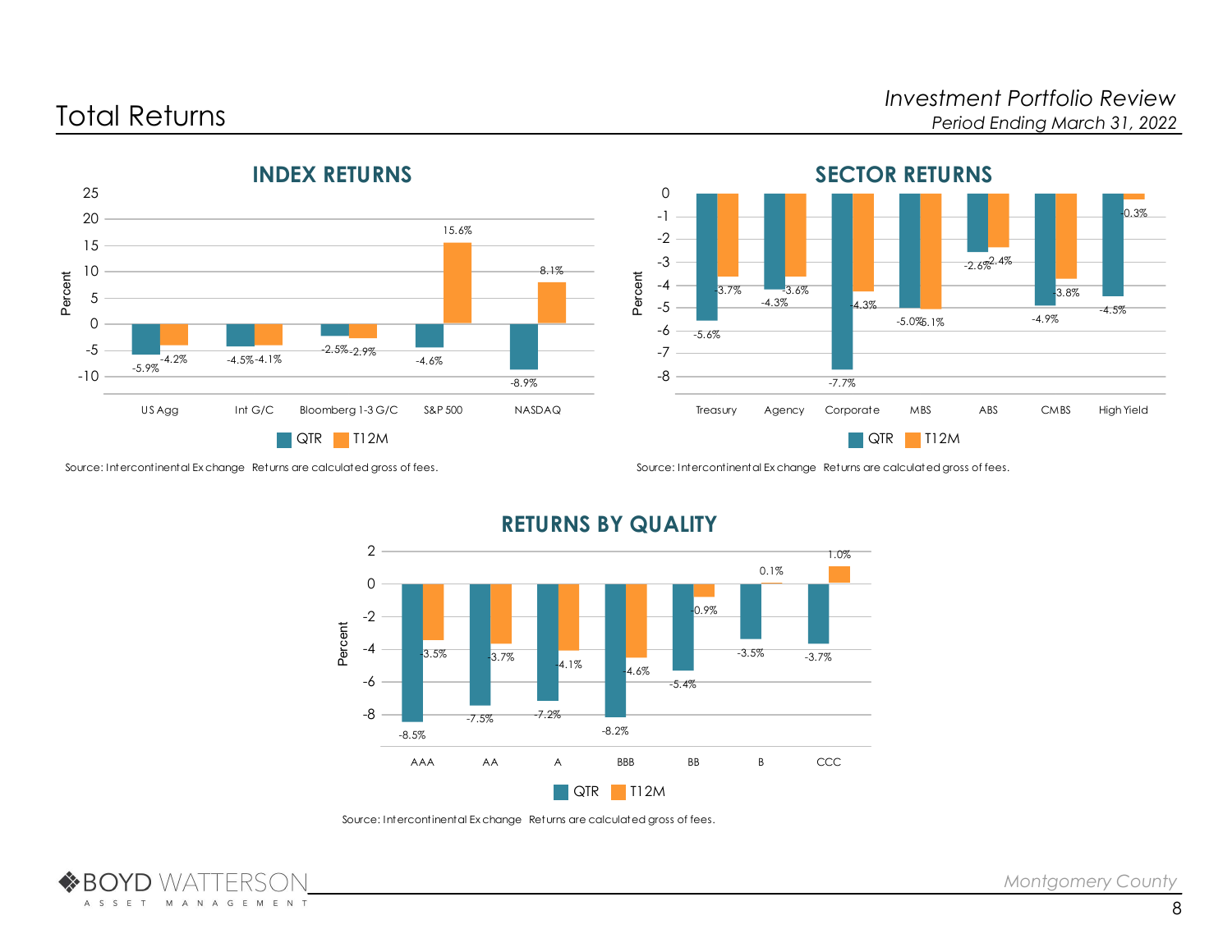# Total Returns

*Investment Portfolio Review*
*Period Ending March 31, 2022*

## INDEX RETURNS

| Index | QTR | T12M |
|---|---|---|
| US Agg | -5.9% | -4.2% |
| Int G/C | -4.5% | -4.1% |
| Bloomberg 1-3 G/C | -2.5% | -2.9% |
| S&P 500 | -4.6% | 15.6% |
| NASDAQ | -8.9% | 8.1% |

Source: Intercontinental Exchange Returns are calculated gross of fees.

## SECTOR RETURNS

| Sector | QTR | T12M |
|---|---|---|
| Treasury | -5.6% | -3.7% |
| Agency | -4.3% | -3.6% |
| Corporate | -7.7% | -4.3% |
| MBS | -5.0% | -5.1% |
| ABS | -2.6% | -2.4% |
| CMBS | -4.9% | -3.8% |
| High Yield | -4.5% | -0.3% |

Source: Intercontinental Exchange Returns are calculated gross of fees.

## RETURNS BY QUALITY

| Quality | QTR | T12M |
|---|---|---|
| AAA | -8.5% | -3.5% |
| AA | -7.5% | -3.7% |
| A | -7.2% | -4.1% |
| BBB | -8.2% | -4.6% |
| BB | -5.4% | -0.9% |
| B | -3.5% | 0.1% |
| CCC | -3.7% | 1.0% |

Source: Intercontinental Exchange Returns are calculated gross of fees.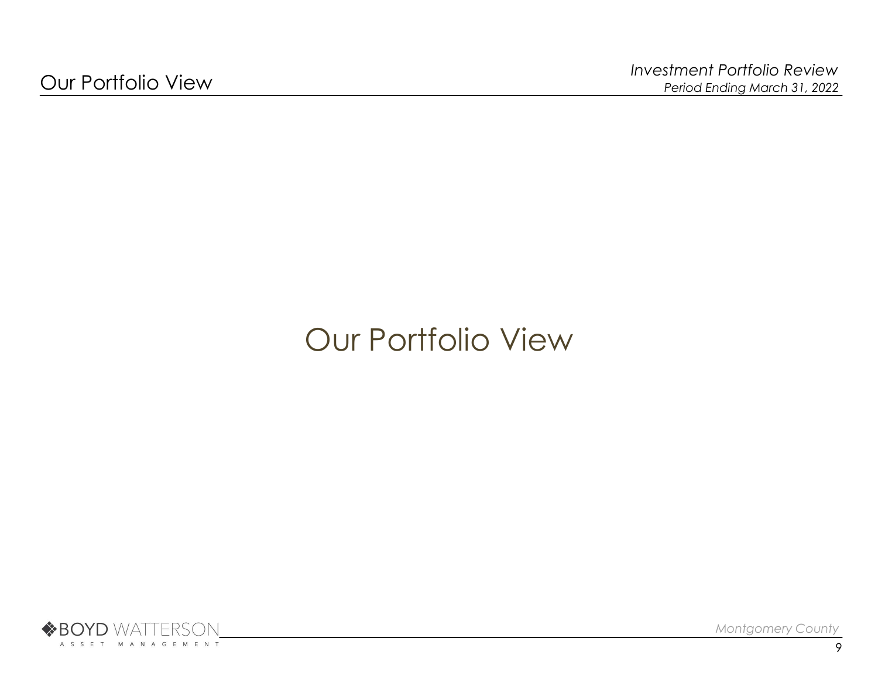# Our Portfolio View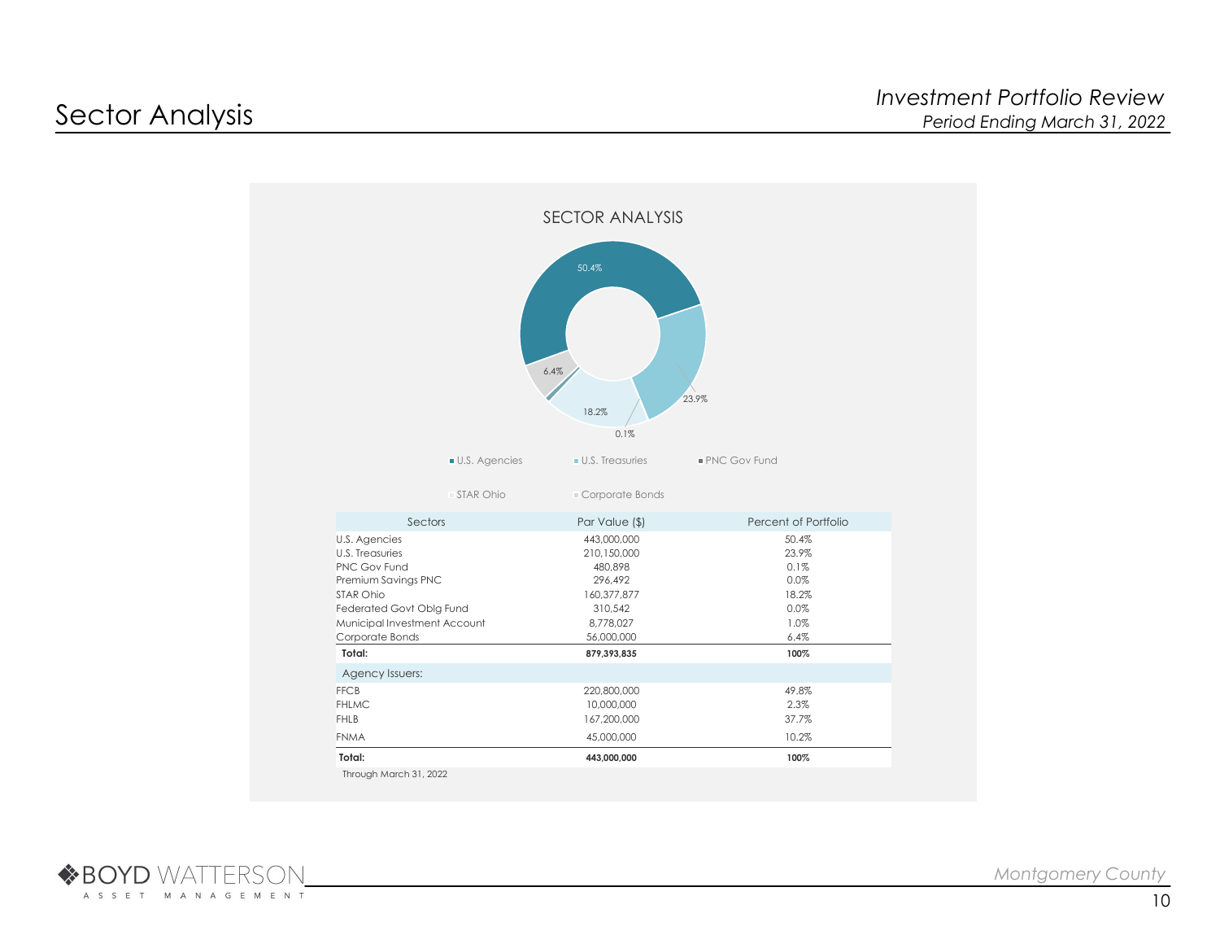# Sector Analysis

*Investment Portfolio Review*
*Period Ending March 31, 2022*

SECTOR ANALYSIS

- U.S. Agencies: 50.4%
- U.S. Treasuries: 23.9%
- PNC Gov Fund: 0.1%
- STAR Ohio: 18.2%
- Corporate Bonds: 6.4%

| Sectors | Par Value ($) | Percent of Portfolio |
|---|---|---|
| U.S. Agencies | 443,000,000 | 50.4% |
| U.S. Treasuries | 210,150,000 | 23.9% |
| PNC Gov Fund | 480,898 | 0.1% |
| Premium Savings PNC | 296,492 | 0.0% |
| STAR Ohio | 160,377,877 | 18.2% |
| Federated Govt Oblg Fund | 310,542 | 0.0% |
| Municipal Investment Account | 8,778,027 | 1.0% |
| Corporate Bonds | 56,000,000 | 6.4% |
| **Total:** | **879,393,835** | **100%** |
| Agency Issuers: | | |
| FFCB | 220,800,000 | 49.8% |
| FHLMC | 10,000,000 | 2.3% |
| FHLB | 167,200,000 | 37.7% |
| FNMA | 45,000,000 | 10.2% |
| **Total:** | **443,000,000** | **100%** |

Through March 31, 2022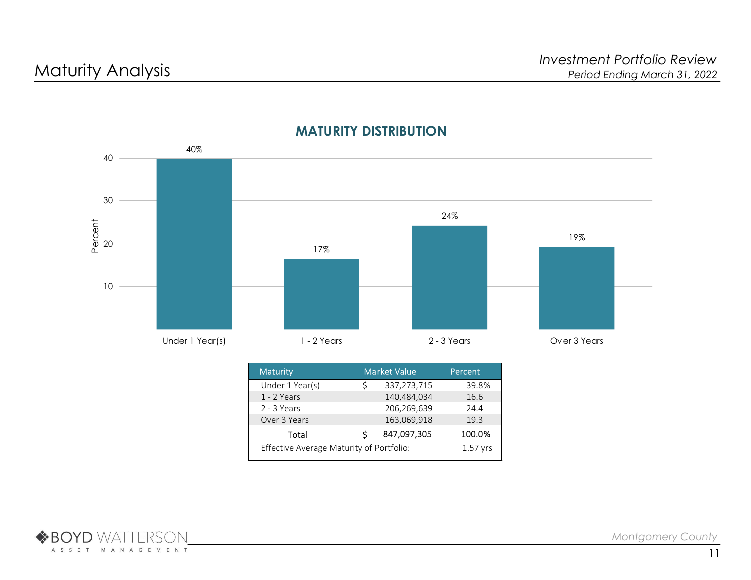# Maturity Analysis

*Investment Portfolio Review*
*Period Ending March 31, 2022*

## MATURITY DISTRIBUTION

| Maturity | Percent |
|---|---|
| Under 1 Year(s) | 40% |
| 1 - 2 Years | 17% |
| 2 - 3 Years | 24% |
| Over 3 Years | 19% |

| Maturity | | Market Value | Percent |
|---|---|---|---|
| Under 1 Year(s) | $ | 337,273,715 | 39.8% |
| 1 - 2 Years | | 140,484,034 | 16.6 |
| 2 - 3 Years | | 206,269,639 | 24.4 |
| Over 3 Years | | 163,069,918 | 19.3 |
| Total | $ | 847,097,305 | 100.0% |
| Effective Average Maturity of Portfolio: | | | 1.57 yrs |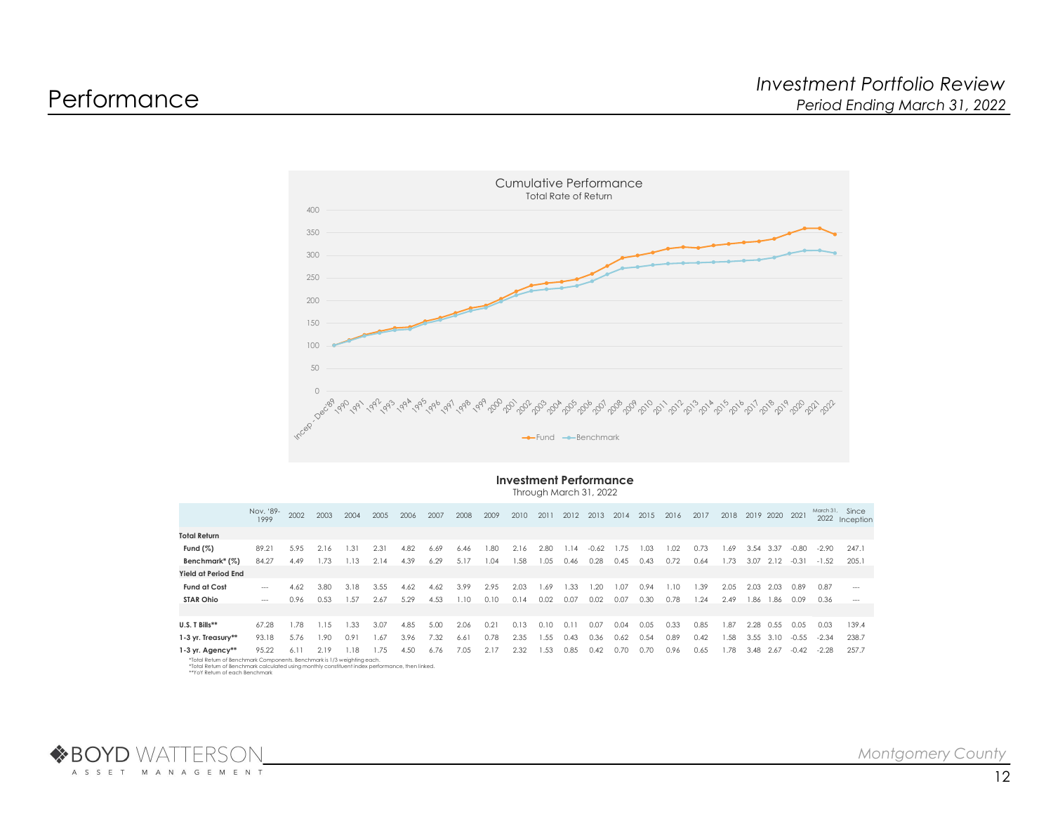# Performance

*Investment Portfolio Review*
*Period Ending March 31, 2022*

Cumulative Performance
Total Rate of Return

Fund — Benchmark

## Investment Performance

Through March 31, 2022

| | Nov. '89-1999 | 2002 | 2003 | 2004 | 2005 | 2006 | 2007 | 2008 | 2009 | 2010 | 2011 | 2012 | 2013 | 2014 | 2015 | 2016 | 2017 | 2018 | 2019 | 2020 | 2021 | March 31, 2022 | Since Inception |
|---|---|---|---|---|---|---|---|---|---|---|---|---|---|---|---|---|---|---|---|---|---|---|---|
| **Total Return** | | | | | | | | | | | | | | | | | | | | | | | |
| **Fund (%)** | 89.21 | 5.95 | 2.16 | 1.31 | 2.31 | 4.82 | 6.69 | 6.46 | 1.80 | 2.16 | 2.80 | 1.14 | -0.62 | 1.75 | 1.03 | 1.02 | 0.73 | 1.69 | 3.54 | 3.37 | -0.80 | -2.90 | 247.1 |
| **Benchmark* (%)** | 84.27 | 4.49 | 1.73 | 1.13 | 2.14 | 4.39 | 6.29 | 5.17 | 1.04 | 1.58 | 1.05 | 0.46 | 0.28 | 0.45 | 0.43 | 0.72 | 0.64 | 1.73 | 3.07 | 2.12 | -0.31 | -1.52 | 205.1 |
| **Yield at Period End** | | | | | | | | | | | | | | | | | | | | | | | |
| **Fund at Cost** | --- | 4.62 | 3.80 | 3.18 | 3.55 | 4.62 | 4.62 | 3.99 | 2.95 | 2.03 | 1.69 | 1.33 | 1.20 | 1.07 | 0.94 | 1.10 | 1.39 | 2.05 | 2.03 | 2.03 | 0.89 | 0.87 | --- |
| **STAR Ohio** | --- | 0.96 | 0.53 | 1.57 | 2.67 | 5.29 | 4.53 | 1.10 | 0.10 | 0.14 | 0.02 | 0.07 | 0.02 | 0.07 | 0.30 | 0.78 | 1.24 | 2.49 | 1.86 | 1.86 | 0.09 | 0.36 | --- |
| | | | | | | | | | | | | | | | | | | | | | | | |
| **U.S. T Bills**** | 67.28 | 1.78 | 1.15 | 1.33 | 3.07 | 4.85 | 5.00 | 2.06 | 0.21 | 0.13 | 0.10 | 0.11 | 0.07 | 0.04 | 0.05 | 0.33 | 0.85 | 1.87 | 2.28 | 0.55 | 0.05 | 0.03 | 139.4 |
| **1-3 yr. Treasury**** | 93.18 | 5.76 | 1.90 | 0.91 | 1.67 | 3.96 | 7.32 | 6.61 | 0.78 | 2.35 | 1.55 | 0.43 | 0.36 | 0.62 | 0.54 | 0.89 | 0.42 | 1.58 | 3.55 | 3.10 | -0.55 | -2.34 | 238.7 |
| **1-3 yr. Agency**** | 95.22 | 6.11 | 2.19 | 1.18 | 1.75 | 4.50 | 6.76 | 7.05 | 2.17 | 2.32 | 1.53 | 0.85 | 0.42 | 0.70 | 0.70 | 0.96 | 0.65 | 1.78 | 3.48 | 2.67 | -0.42 | -2.28 | 257.7 |

*Total Return of Benchmark Components. Benchmark is 1/3 weighting each.
*Total Return of Benchmark calculated using monthly constituent index performance, then linked.
**YoY Return of each Benchmark

Montgomery County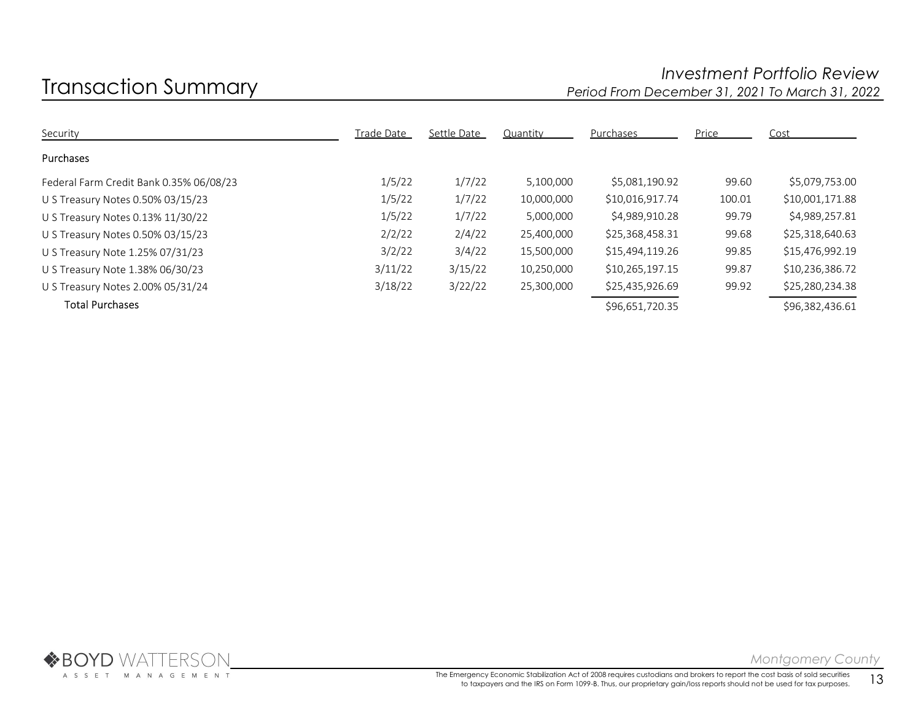# Transaction Summary

*Investment Portfolio Review*
*Period From December 31, 2021 To March 31, 2022*

| Security | Trade Date | Settle Date | Quantity | Purchases | Price | Cost |
|---|---|---|---|---|---|---|
| **Purchases** | | | | | | |
| Federal Farm Credit Bank 0.35% 06/08/23 | 1/5/22 | 1/7/22 | 5,100,000 | $5,081,190.92 | 99.60 | $5,079,753.00 |
| U S Treasury Notes 0.50% 03/15/23 | 1/5/22 | 1/7/22 | 10,000,000 | $10,016,917.74 | 100.01 | $10,001,171.88 |
| U S Treasury Notes 0.13% 11/30/22 | 1/5/22 | 1/7/22 | 5,000,000 | $4,989,910.28 | 99.79 | $4,989,257.81 |
| U S Treasury Notes 0.50% 03/15/23 | 2/2/22 | 2/4/22 | 25,400,000 | $25,368,458.31 | 99.68 | $25,318,640.63 |
| U S Treasury Note 1.25% 07/31/23 | 3/2/22 | 3/4/22 | 15,500,000 | $15,494,119.26 | 99.85 | $15,476,992.19 |
| U S Treasury Note 1.38% 06/30/23 | 3/11/22 | 3/15/22 | 10,250,000 | $10,265,197.15 | 99.87 | $10,236,386.72 |
| U S Treasury Notes 2.00% 05/31/24 | 3/18/22 | 3/22/22 | 25,300,000 | $25,435,926.69 | 99.92 | $25,280,234.38 |
| Total Purchases | | | | $96,651,720.35 | | $96,382,436.61 |

The Emergency Economic Stabilization Act of 2008 requires custodians and brokers to report the cost basis of sold securities to taxpayers and the IRS on Form 1099-B. Thus, our proprietary gain/loss reports should not be used for tax purposes.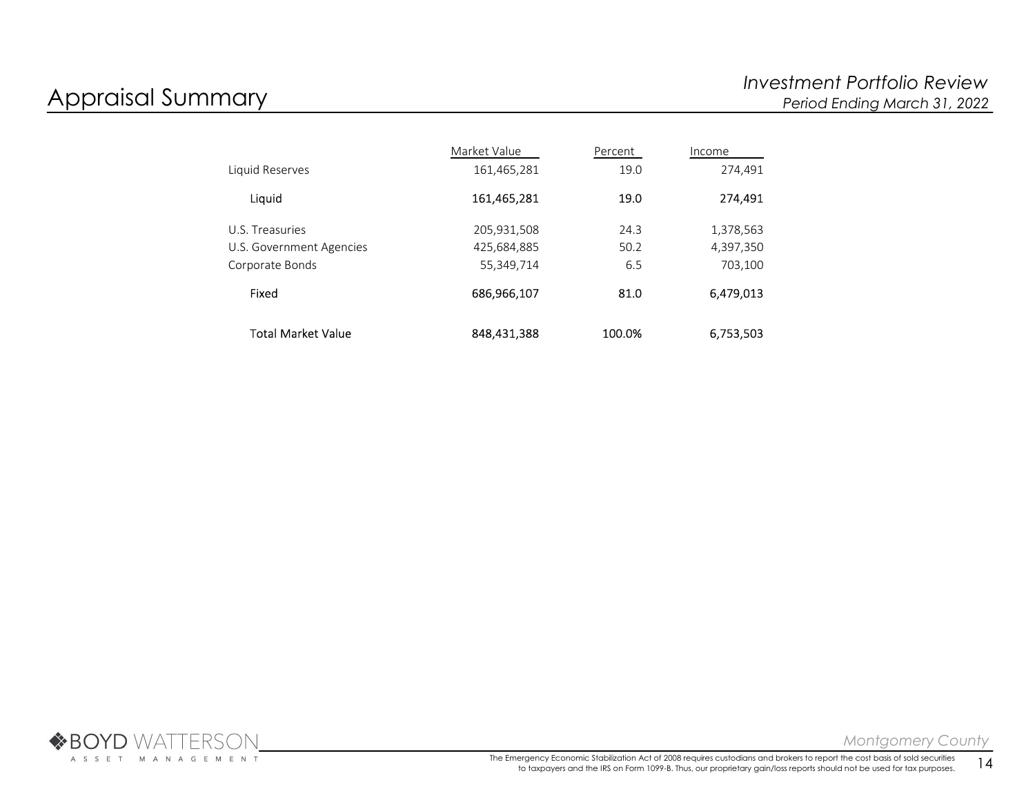# Appraisal Summary

*Investment Portfolio Review*
*Period Ending March 31, 2022*

| | Market Value | Percent | Income |
|---|---|---|---|
| Liquid Reserves | 161,465,281 | 19.0 | 274,491 |
| **Liquid** | **161,465,281** | **19.0** | **274,491** |
| U.S. Treasuries | 205,931,508 | 24.3 | 1,378,563 |
| U.S. Government Agencies | 425,684,885 | 50.2 | 4,397,350 |
| Corporate Bonds | 55,349,714 | 6.5 | 703,100 |
| **Fixed** | **686,966,107** | **81.0** | **6,479,013** |
| **Total Market Value** | **848,431,388** | **100.0%** | **6,753,503** |

The Emergency Economic Stabilization Act of 2008 requires custodians and brokers to report the cost basis of sold securities to taxpayers and the IRS on Form 1099-B. Thus, our proprietary gain/loss reports should not be used for tax purposes.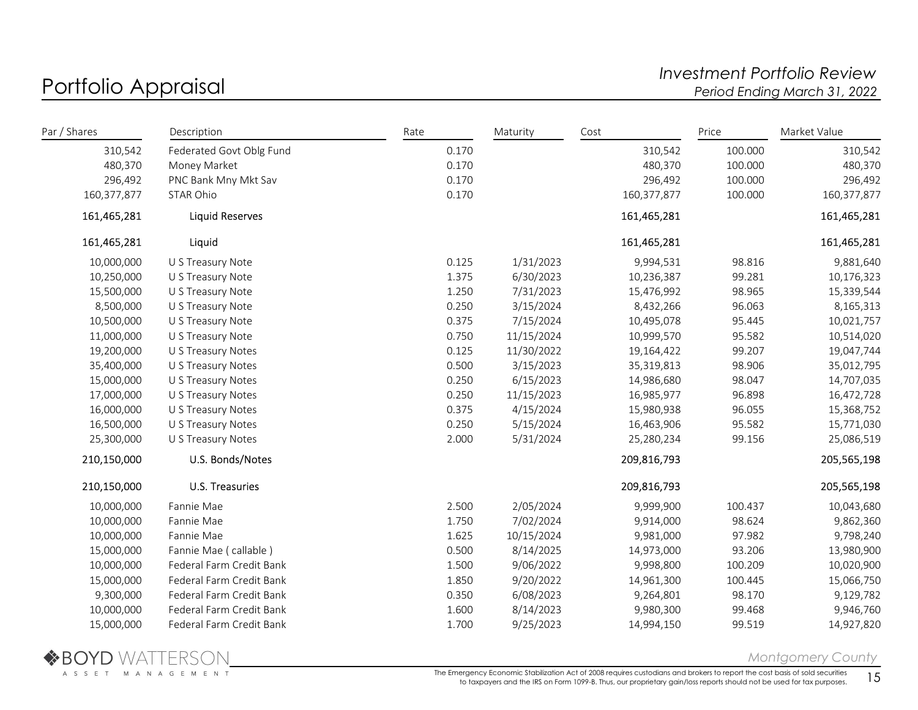# Portfolio Appraisal

*Investment Portfolio Review*
*Period Ending March 31, 2022*

| Par / Shares | Description | Rate | Maturity | Cost | Price | Market Value |
|---|---|---|---|---|---|---|
| 310,542 | Federated Govt Oblg Fund | 0.170 | | 310,542 | 100.000 | 310,542 |
| 480,370 | Money Market | 0.170 | | 480,370 | 100.000 | 480,370 |
| 296,492 | PNC Bank Mny Mkt Sav | 0.170 | | 296,492 | 100.000 | 296,492 |
| 160,377,877 | STAR Ohio | 0.170 | | 160,377,877 | 100.000 | 160,377,877 |
| 161,465,281 | Liquid Reserves | | | 161,465,281 | | 161,465,281 |
| 161,465,281 | Liquid | | | 161,465,281 | | 161,465,281 |
| 10,000,000 | U S Treasury Note | 0.125 | 1/31/2023 | 9,994,531 | 98.816 | 9,881,640 |
| 10,250,000 | U S Treasury Note | 1.375 | 6/30/2023 | 10,236,387 | 99.281 | 10,176,323 |
| 15,500,000 | U S Treasury Note | 1.250 | 7/31/2023 | 15,476,992 | 98.965 | 15,339,544 |
| 8,500,000 | U S Treasury Note | 0.250 | 3/15/2024 | 8,432,266 | 96.063 | 8,165,313 |
| 10,500,000 | U S Treasury Note | 0.375 | 7/15/2024 | 10,495,078 | 95.445 | 10,021,757 |
| 11,000,000 | U S Treasury Note | 0.750 | 11/15/2024 | 10,999,570 | 95.582 | 10,514,020 |
| 19,200,000 | U S Treasury Notes | 0.125 | 11/30/2022 | 19,164,422 | 99.207 | 19,047,744 |
| 35,400,000 | U S Treasury Notes | 0.500 | 3/15/2023 | 35,319,813 | 98.906 | 35,012,795 |
| 15,000,000 | U S Treasury Notes | 0.250 | 6/15/2023 | 14,986,680 | 98.047 | 14,707,035 |
| 17,000,000 | U S Treasury Notes | 0.250 | 11/15/2023 | 16,985,977 | 96.898 | 16,472,728 |
| 16,000,000 | U S Treasury Notes | 0.375 | 4/15/2024 | 15,980,938 | 96.055 | 15,368,752 |
| 16,500,000 | U S Treasury Notes | 0.250 | 5/15/2024 | 16,463,906 | 95.582 | 15,771,030 |
| 25,300,000 | U S Treasury Notes | 2.000 | 5/31/2024 | 25,280,234 | 99.156 | 25,086,519 |
| 210,150,000 | U.S. Bonds/Notes | | | 209,816,793 | | 205,565,198 |
| 210,150,000 | U.S. Treasuries | | | 209,816,793 | | 205,565,198 |
| 10,000,000 | Fannie Mae | 2.500 | 2/05/2024 | 9,999,900 | 100.437 | 10,043,680 |
| 10,000,000 | Fannie Mae | 1.750 | 7/02/2024 | 9,914,000 | 98.624 | 9,862,360 |
| 10,000,000 | Fannie Mae | 1.625 | 10/15/2024 | 9,981,000 | 97.982 | 9,798,240 |
| 15,000,000 | Fannie Mae ( callable ) | 0.500 | 8/14/2025 | 14,973,000 | 93.206 | 13,980,900 |
| 10,000,000 | Federal Farm Credit Bank | 1.500 | 9/06/2022 | 9,998,800 | 100.209 | 10,020,900 |
| 15,000,000 | Federal Farm Credit Bank | 1.850 | 9/20/2022 | 14,961,300 | 100.445 | 15,066,750 |
| 9,300,000 | Federal Farm Credit Bank | 0.350 | 6/08/2023 | 9,264,801 | 98.170 | 9,129,782 |
| 10,000,000 | Federal Farm Credit Bank | 1.600 | 8/14/2023 | 9,980,300 | 99.468 | 9,946,760 |
| 15,000,000 | Federal Farm Credit Bank | 1.700 | 9/25/2023 | 14,994,150 | 99.519 | 14,927,820 |

The Emergency Economic Stabilization Act of 2008 requires custodians and brokers to report the cost basis of sold securities to taxpayers and the IRS on Form 1099-B. Thus, our proprietary gain/loss reports should not be used for tax purposes.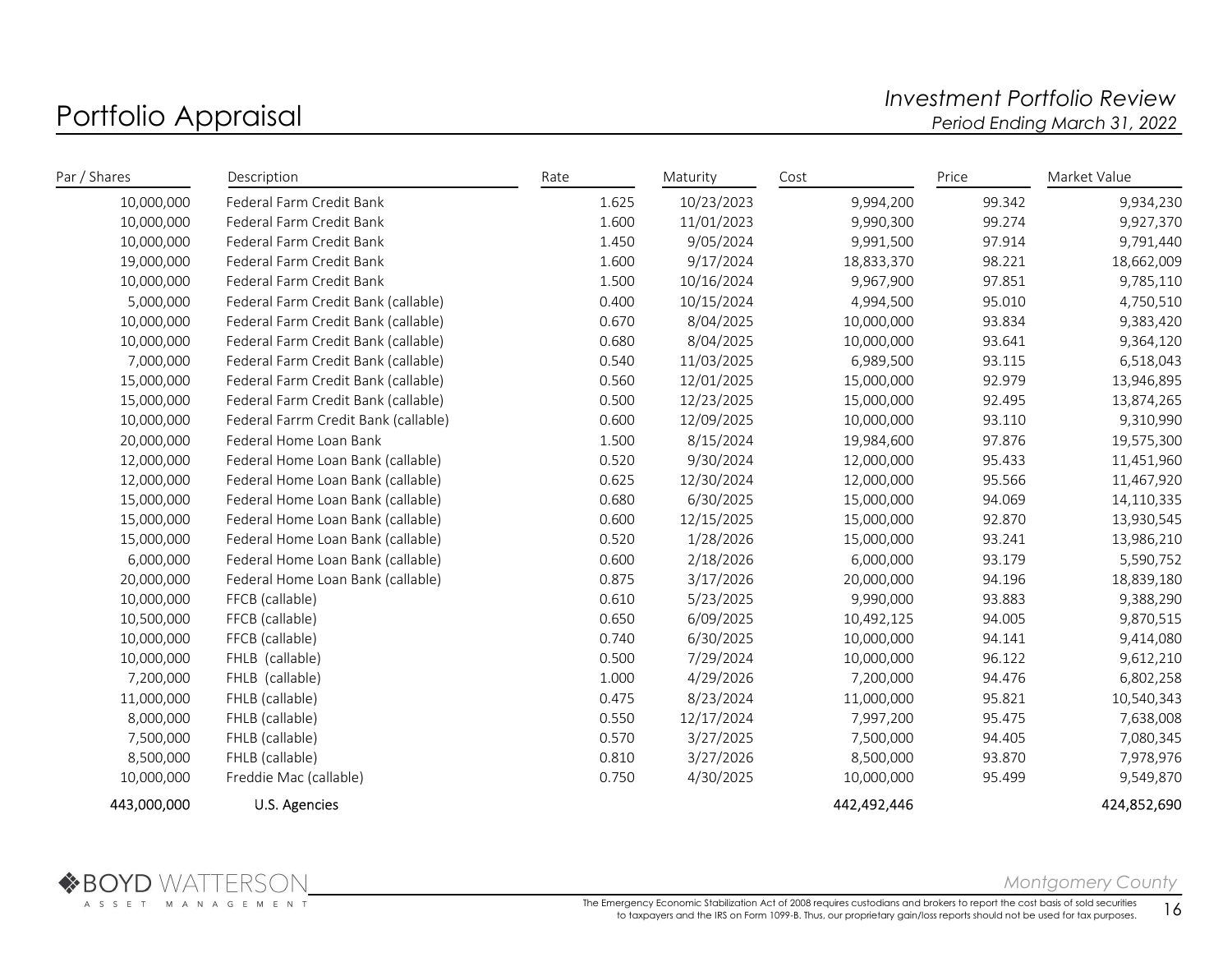# Portfolio Appraisal

*Investment Portfolio Review*
*Period Ending March 31, 2022*

| Par / Shares | Description | Rate | Maturity | Cost | Price | Market Value |
|---|---|---|---|---|---|---|
| 10,000,000 | Federal Farm Credit Bank | 1.625 | 10/23/2023 | 9,994,200 | 99.342 | 9,934,230 |
| 10,000,000 | Federal Farm Credit Bank | 1.600 | 11/01/2023 | 9,990,300 | 99.274 | 9,927,370 |
| 10,000,000 | Federal Farm Credit Bank | 1.450 | 9/05/2024 | 9,991,500 | 97.914 | 9,791,440 |
| 19,000,000 | Federal Farm Credit Bank | 1.600 | 9/17/2024 | 18,833,370 | 98.221 | 18,662,009 |
| 10,000,000 | Federal Farm Credit Bank | 1.500 | 10/16/2024 | 9,967,900 | 97.851 | 9,785,110 |
| 5,000,000 | Federal Farm Credit Bank (callable) | 0.400 | 10/15/2024 | 4,994,500 | 95.010 | 4,750,510 |
| 10,000,000 | Federal Farm Credit Bank (callable) | 0.670 | 8/04/2025 | 10,000,000 | 93.834 | 9,383,420 |
| 10,000,000 | Federal Farm Credit Bank (callable) | 0.680 | 8/04/2025 | 10,000,000 | 93.641 | 9,364,120 |
| 7,000,000 | Federal Farm Credit Bank (callable) | 0.540 | 11/03/2025 | 6,989,500 | 93.115 | 6,518,043 |
| 15,000,000 | Federal Farm Credit Bank (callable) | 0.560 | 12/01/2025 | 15,000,000 | 92.979 | 13,946,895 |
| 15,000,000 | Federal Farm Credit Bank (callable) | 0.500 | 12/23/2025 | 15,000,000 | 92.495 | 13,874,265 |
| 10,000,000 | Federal Farrm Credit Bank (callable) | 0.600 | 12/09/2025 | 10,000,000 | 93.110 | 9,310,990 |
| 20,000,000 | Federal Home Loan Bank | 1.500 | 8/15/2024 | 19,984,600 | 97.876 | 19,575,300 |
| 12,000,000 | Federal Home Loan Bank (callable) | 0.520 | 9/30/2024 | 12,000,000 | 95.433 | 11,451,960 |
| 12,000,000 | Federal Home Loan Bank (callable) | 0.625 | 12/30/2024 | 12,000,000 | 95.566 | 11,467,920 |
| 15,000,000 | Federal Home Loan Bank (callable) | 0.680 | 6/30/2025 | 15,000,000 | 94.069 | 14,110,335 |
| 15,000,000 | Federal Home Loan Bank (callable) | 0.600 | 12/15/2025 | 15,000,000 | 92.870 | 13,930,545 |
| 15,000,000 | Federal Home Loan Bank (callable) | 0.520 | 1/28/2026 | 15,000,000 | 93.241 | 13,986,210 |
| 6,000,000 | Federal Home Loan Bank (callable) | 0.600 | 2/18/2026 | 6,000,000 | 93.179 | 5,590,752 |
| 20,000,000 | Federal Home Loan Bank (callable) | 0.875 | 3/17/2026 | 20,000,000 | 94.196 | 18,839,180 |
| 10,000,000 | FFCB (callable) | 0.610 | 5/23/2025 | 9,990,000 | 93.883 | 9,388,290 |
| 10,500,000 | FFCB (callable) | 0.650 | 6/09/2025 | 10,492,125 | 94.005 | 9,870,515 |
| 10,000,000 | FFCB (callable) | 0.740 | 6/30/2025 | 10,000,000 | 94.141 | 9,414,080 |
| 10,000,000 | FHLB (callable) | 0.500 | 7/29/2024 | 10,000,000 | 96.122 | 9,612,210 |
| 7,200,000 | FHLB (callable) | 1.000 | 4/29/2026 | 7,200,000 | 94.476 | 6,802,258 |
| 11,000,000 | FHLB (callable) | 0.475 | 8/23/2024 | 11,000,000 | 95.821 | 10,540,343 |
| 8,000,000 | FHLB (callable) | 0.550 | 12/17/2024 | 7,997,200 | 95.475 | 7,638,008 |
| 7,500,000 | FHLB (callable) | 0.570 | 3/27/2025 | 7,500,000 | 94.405 | 7,080,345 |
| 8,500,000 | FHLB (callable) | 0.810 | 3/27/2026 | 8,500,000 | 93.870 | 7,978,976 |
| 10,000,000 | Freddie Mac (callable) | 0.750 | 4/30/2025 | 10,000,000 | 95.499 | 9,549,870 |
| 443,000,000 | U.S. Agencies | | | 442,492,446 | | 424,852,690 |

Montgomery County

The Emergency Economic Stabilization Act of 2008 requires custodians and brokers to report the cost basis of sold securities to taxpayers and the IRS on Form 1099-B. Thus, our proprietary gain/loss reports should not be used for tax purposes.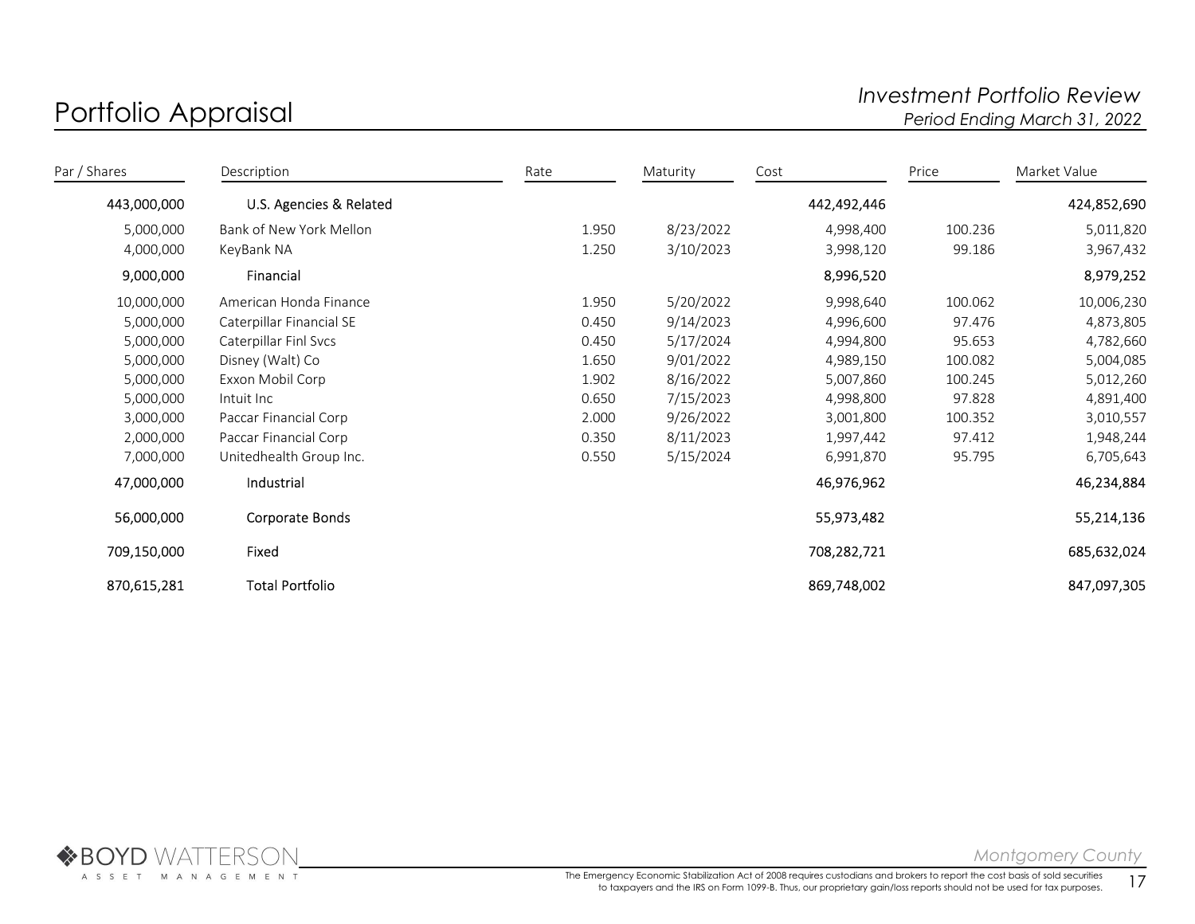# Portfolio Appraisal

| Par / Shares | Description | Rate | Maturity | Cost | Price | Market Value |
|---|---|---|---|---|---|---|
| 443,000,000 | U.S. Agencies & Related | | | 442,492,446 | | 424,852,690 |
| 5,000,000 | Bank of New York Mellon | 1.950 | 8/23/2022 | 4,998,400 | 100.236 | 5,011,820 |
| 4,000,000 | KeyBank NA | 1.250 | 3/10/2023 | 3,998,120 | 99.186 | 3,967,432 |
| 9,000,000 | Financial | | | 8,996,520 | | 8,979,252 |
| 10,000,000 | American Honda Finance | 1.950 | 5/20/2022 | 9,998,640 | 100.062 | 10,006,230 |
| 5,000,000 | Caterpillar Financial SE | 0.450 | 9/14/2023 | 4,996,600 | 97.476 | 4,873,805 |
| 5,000,000 | Caterpillar Finl Svcs | 0.450 | 5/17/2024 | 4,994,800 | 95.653 | 4,782,660 |
| 5,000,000 | Disney (Walt) Co | 1.650 | 9/01/2022 | 4,989,150 | 100.082 | 5,004,085 |
| 5,000,000 | Exxon Mobil Corp | 1.902 | 8/16/2022 | 5,007,860 | 100.245 | 5,012,260 |
| 5,000,000 | Intuit Inc | 0.650 | 7/15/2023 | 4,998,800 | 97.828 | 4,891,400 |
| 3,000,000 | Paccar Financial Corp | 2.000 | 9/26/2022 | 3,001,800 | 100.352 | 3,010,557 |
| 2,000,000 | Paccar Financial Corp | 0.350 | 8/11/2023 | 1,997,442 | 97.412 | 1,948,244 |
| 7,000,000 | Unitedhealth Group Inc. | 0.550 | 5/15/2024 | 6,991,870 | 95.795 | 6,705,643 |
| 47,000,000 | Industrial | | | 46,976,962 | | 46,234,884 |
| 56,000,000 | Corporate Bonds | | | 55,973,482 | | 55,214,136 |
| 709,150,000 | Fixed | | | 708,282,721 | | 685,632,024 |
| 870,615,281 | Total Portfolio | | | 869,748,002 | | 847,097,305 |

The Emergency Economic Stabilization Act of 2008 requires custodians and brokers to report the cost basis of sold securities to taxpayers and the IRS on Form 1099-B. Thus, our proprietary gain/loss reports should not be used for tax purposes.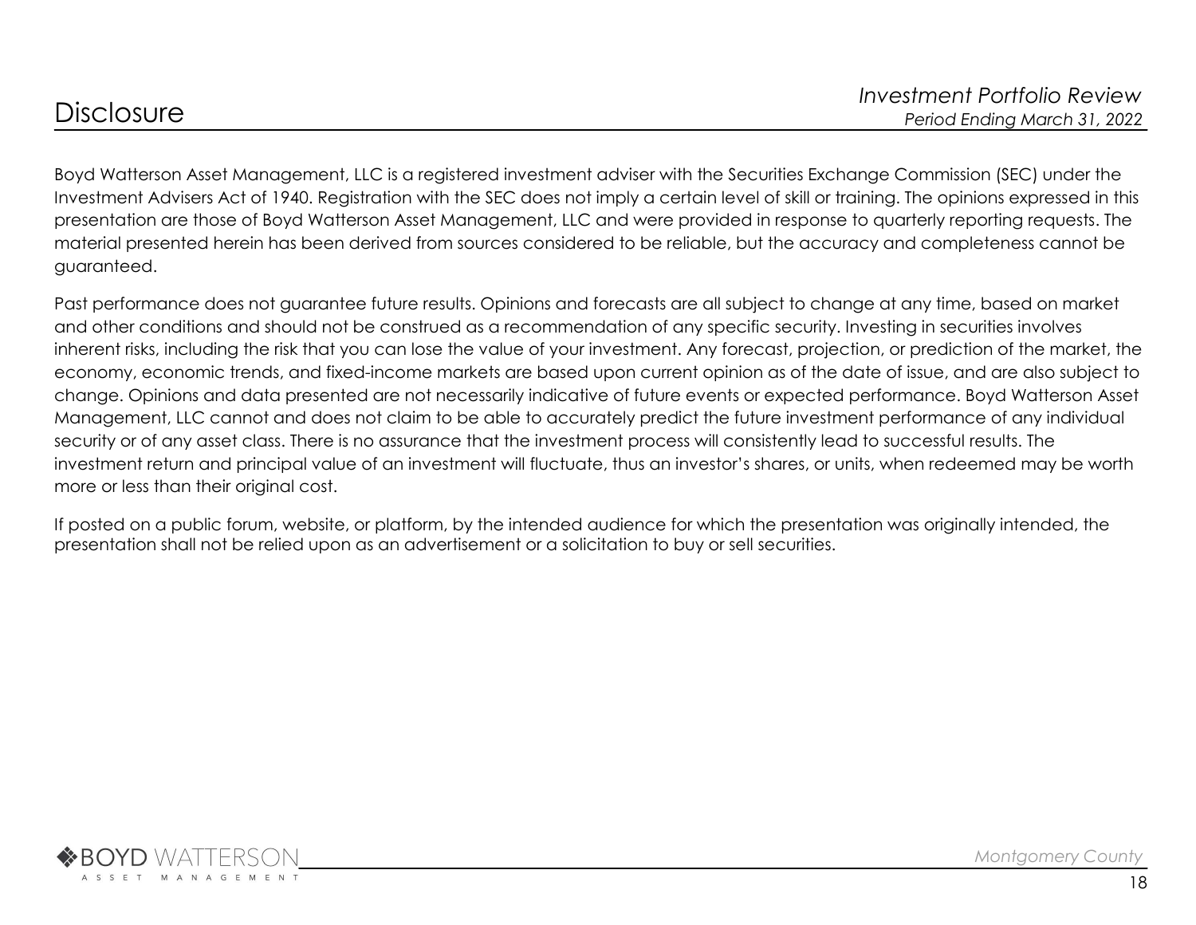# Disclosure

Boyd Watterson Asset Management, LLC is a registered investment adviser with the Securities Exchange Commission (SEC) under the Investment Advisers Act of 1940. Registration with the SEC does not imply a certain level of skill or training. The opinions expressed in this presentation are those of Boyd Watterson Asset Management, LLC and were provided in response to quarterly reporting requests. The material presented herein has been derived from sources considered to be reliable, but the accuracy and completeness cannot be guaranteed.

Past performance does not guarantee future results. Opinions and forecasts are all subject to change at any time, based on market and other conditions and should not be construed as a recommendation of any specific security. Investing in securities involves inherent risks, including the risk that you can lose the value of your investment. Any forecast, projection, or prediction of the market, the economy, economic trends, and fixed-income markets are based upon current opinion as of the date of issue, and are also subject to change. Opinions and data presented are not necessarily indicative of future events or expected performance. Boyd Watterson Asset Management, LLC cannot and does not claim to be able to accurately predict the future investment performance of any individual security or of any asset class. There is no assurance that the investment process will consistently lead to successful results. The investment return and principal value of an investment will fluctuate, thus an investor's shares, or units, when redeemed may be worth more or less than their original cost.

If posted on a public forum, website, or platform, by the intended audience for which the presentation was originally intended, the presentation shall not be relied upon as an advertisement or a solicitation to buy or sell securities.